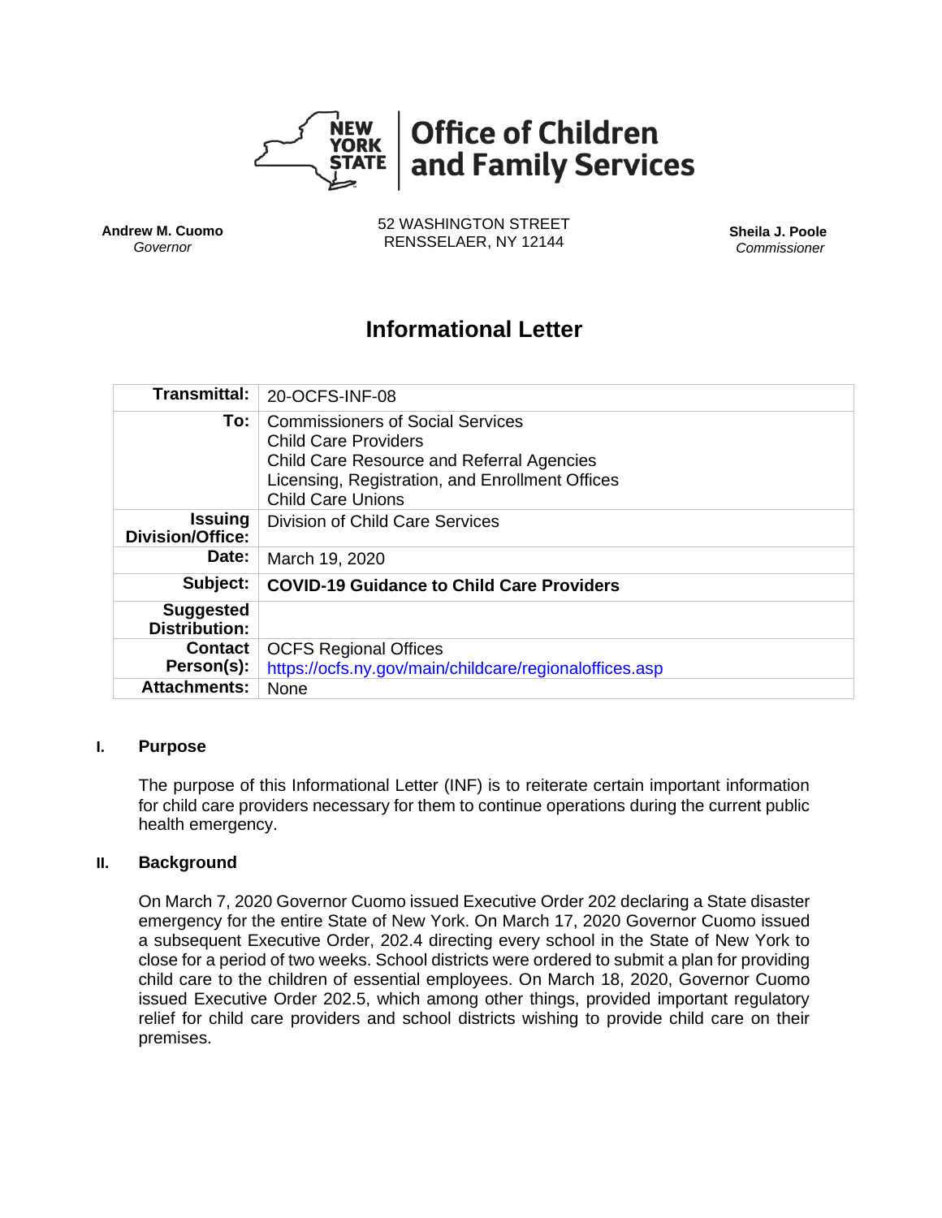# Office of Children and Family Services

**Andrew M. Cuomo**
*Governor*

52 WASHINGTON STREET
RENSSELAER, NY 12144

**Sheila J. Poole**
*Commissioner*

## Informational Letter

| | |
|---|---|
| **Transmittal:** | 20-OCFS-INF-08 |
| **To:** | Commissioners of Social Services<br>Child Care Providers<br>Child Care Resource and Referral Agencies<br>Licensing, Registration, and Enrollment Offices<br>Child Care Unions |
| **Issuing Division/Office:** | Division of Child Care Services |
| **Date:** | March 19, 2020 |
| **Subject:** | **COVID-19 Guidance to Child Care Providers** |
| **Suggested Distribution:** | |
| **Contact Person(s):** | OCFS Regional Offices<br>https://ocfs.ny.gov/main/childcare/regionaloffices.asp |
| **Attachments:** | None |

### I. Purpose

The purpose of this Informational Letter (INF) is to reiterate certain important information for child care providers necessary for them to continue operations during the current public health emergency.

### II. Background

On March 7, 2020 Governor Cuomo issued Executive Order 202 declaring a State disaster emergency for the entire State of New York. On March 17, 2020 Governor Cuomo issued a subsequent Executive Order, 202.4 directing every school in the State of New York to close for a period of two weeks. School districts were ordered to submit a plan for providing child care to the children of essential employees. On March 18, 2020, Governor Cuomo issued Executive Order 202.5, which among other things, provided important regulatory relief for child care providers and school districts wishing to provide child care on their premises.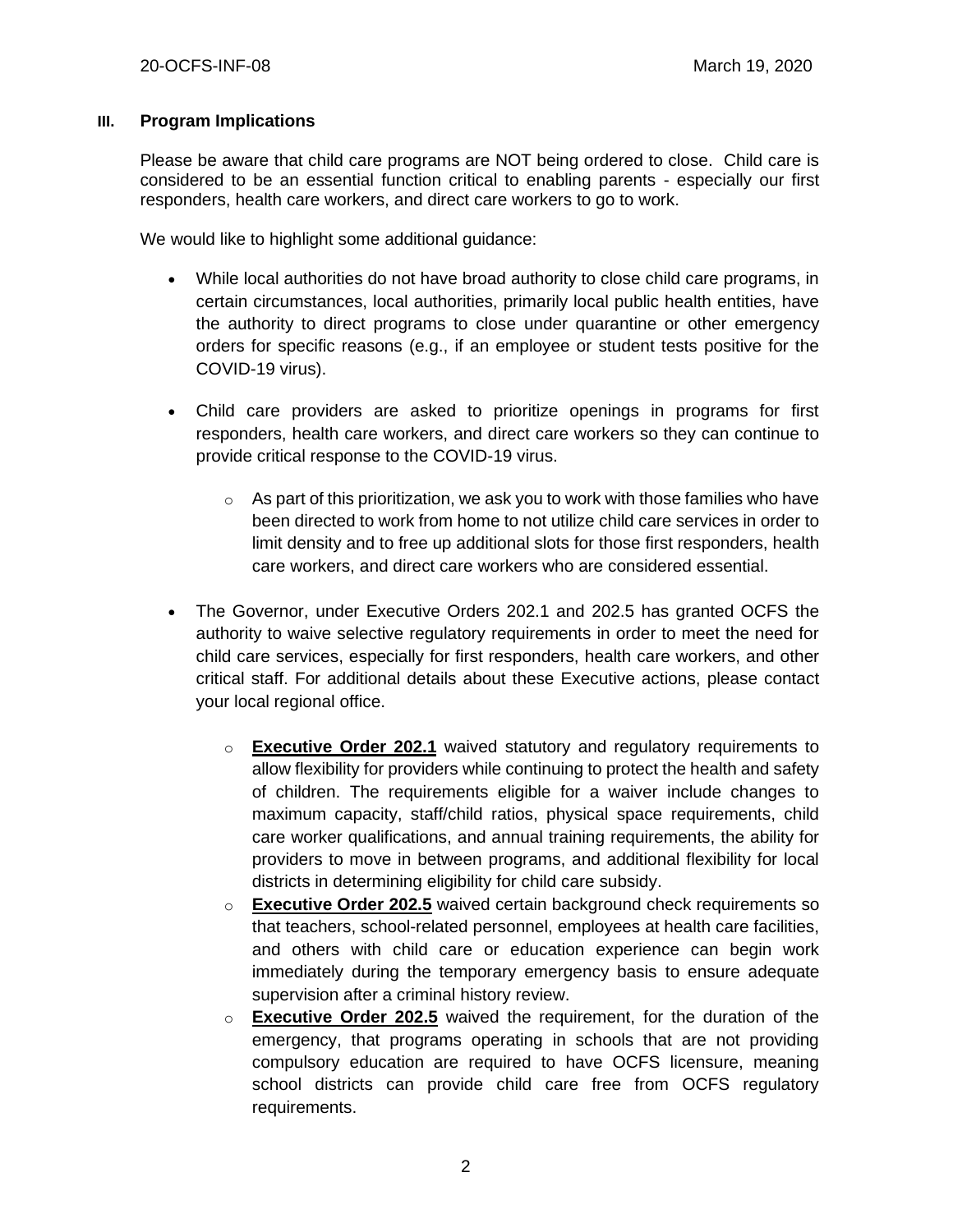## III. Program Implications

Please be aware that child care programs are NOT being ordered to close. Child care is considered to be an essential function critical to enabling parents - especially our first responders, health care workers, and direct care workers to go to work.

We would like to highlight some additional guidance:

- While local authorities do not have broad authority to close child care programs, in certain circumstances, local authorities, primarily local public health entities, have the authority to direct programs to close under quarantine or other emergency orders for specific reasons (e.g., if an employee or student tests positive for the COVID-19 virus).
- Child care providers are asked to prioritize openings in programs for first responders, health care workers, and direct care workers so they can continue to provide critical response to the COVID-19 virus.
  - As part of this prioritization, we ask you to work with those families who have been directed to work from home to not utilize child care services in order to limit density and to free up additional slots for those first responders, health care workers, and direct care workers who are considered essential.
- The Governor, under Executive Orders 202.1 and 202.5 has granted OCFS the authority to waive selective regulatory requirements in order to meet the need for child care services, especially for first responders, health care workers, and other critical staff. For additional details about these Executive actions, please contact your local regional office.
  - **Executive Order 202.1** waived statutory and regulatory requirements to allow flexibility for providers while continuing to protect the health and safety of children. The requirements eligible for a waiver include changes to maximum capacity, staff/child ratios, physical space requirements, child care worker qualifications, and annual training requirements, the ability for providers to move in between programs, and additional flexibility for local districts in determining eligibility for child care subsidy.
  - **Executive Order 202.5** waived certain background check requirements so that teachers, school-related personnel, employees at health care facilities, and others with child care or education experience can begin work immediately during the temporary emergency basis to ensure adequate supervision after a criminal history review.
  - **Executive Order 202.5** waived the requirement, for the duration of the emergency, that programs operating in schools that are not providing compulsory education are required to have OCFS licensure, meaning school districts can provide child care free from OCFS regulatory requirements.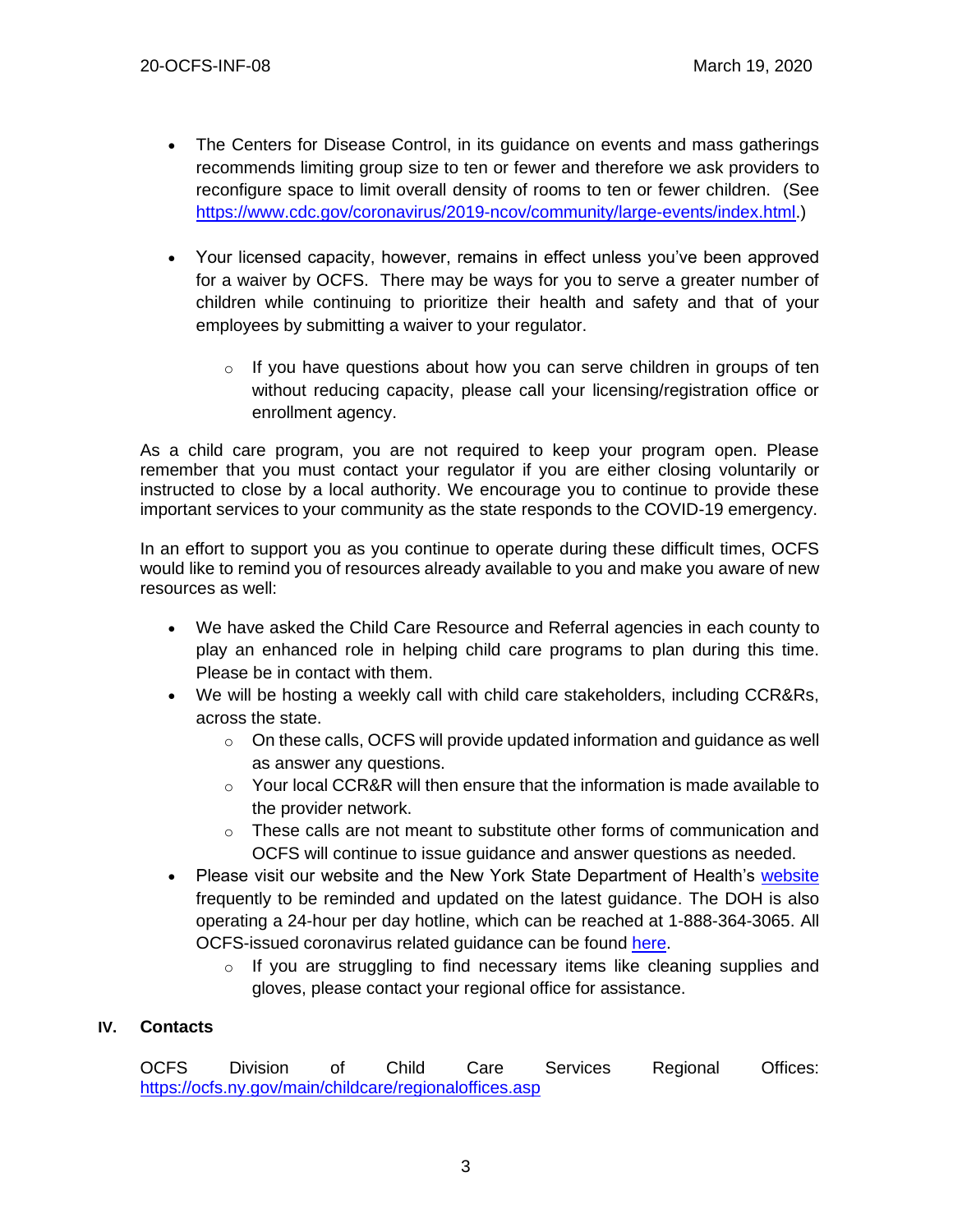- The Centers for Disease Control, in its guidance on events and mass gatherings recommends limiting group size to ten or fewer and therefore we ask providers to reconfigure space to limit overall density of rooms to ten or fewer children. (See https://www.cdc.gov/coronavirus/2019-ncov/community/large-events/index.html.)

- Your licensed capacity, however, remains in effect unless you've been approved for a waiver by OCFS. There may be ways for you to serve a greater number of children while continuing to prioritize their health and safety and that of your employees by submitting a waiver to your regulator.
    - If you have questions about how you can serve children in groups of ten without reducing capacity, please call your licensing/registration office or enrollment agency.

As a child care program, you are not required to keep your program open. Please remember that you must contact your regulator if you are either closing voluntarily or instructed to close by a local authority. We encourage you to continue to provide these important services to your community as the state responds to the COVID-19 emergency.

In an effort to support you as you continue to operate during these difficult times, OCFS would like to remind you of resources already available to you and make you aware of new resources as well:

- We have asked the Child Care Resource and Referral agencies in each county to play an enhanced role in helping child care programs to plan during this time. Please be in contact with them.
- We will be hosting a weekly call with child care stakeholders, including CCR&Rs, across the state.
    - On these calls, OCFS will provide updated information and guidance as well as answer any questions.
    - Your local CCR&R will then ensure that the information is made available to the provider network.
    - These calls are not meant to substitute other forms of communication and OCFS will continue to issue guidance and answer questions as needed.
- Please visit our website and the New York State Department of Health's website frequently to be reminded and updated on the latest guidance. The DOH is also operating a 24-hour per day hotline, which can be reached at 1-888-364-3065. All OCFS-issued coronavirus related guidance can be found here.
    - If you are struggling to find necessary items like cleaning supplies and gloves, please contact your regional office for assistance.

## IV. Contacts

OCFS Division of Child Care Services Regional Offices: https://ocfs.ny.gov/main/childcare/regionaloffices.asp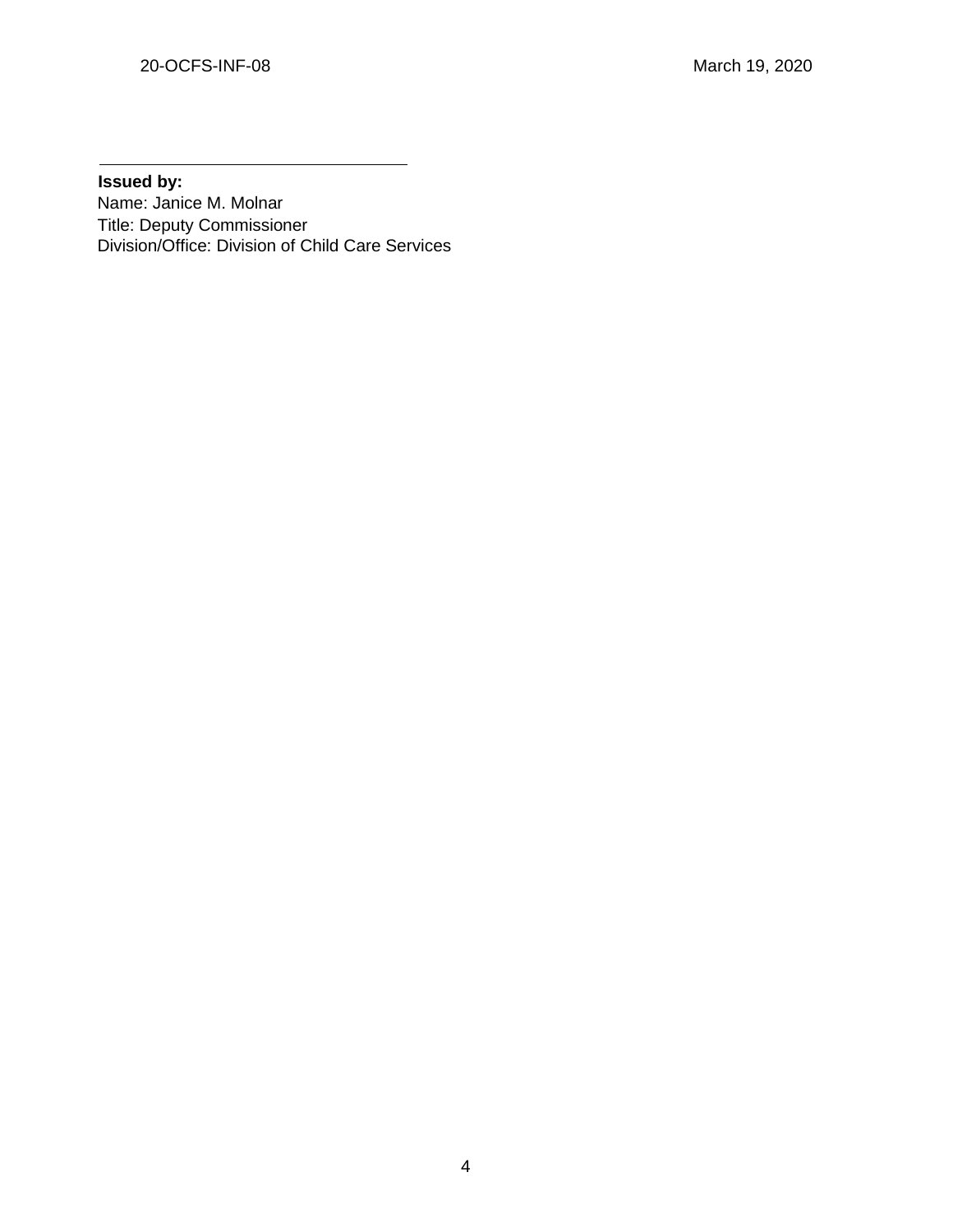**Issued by:**
Name: Janice M. Molnar
Title: Deputy Commissioner
Division/Office: Division of Child Care Services